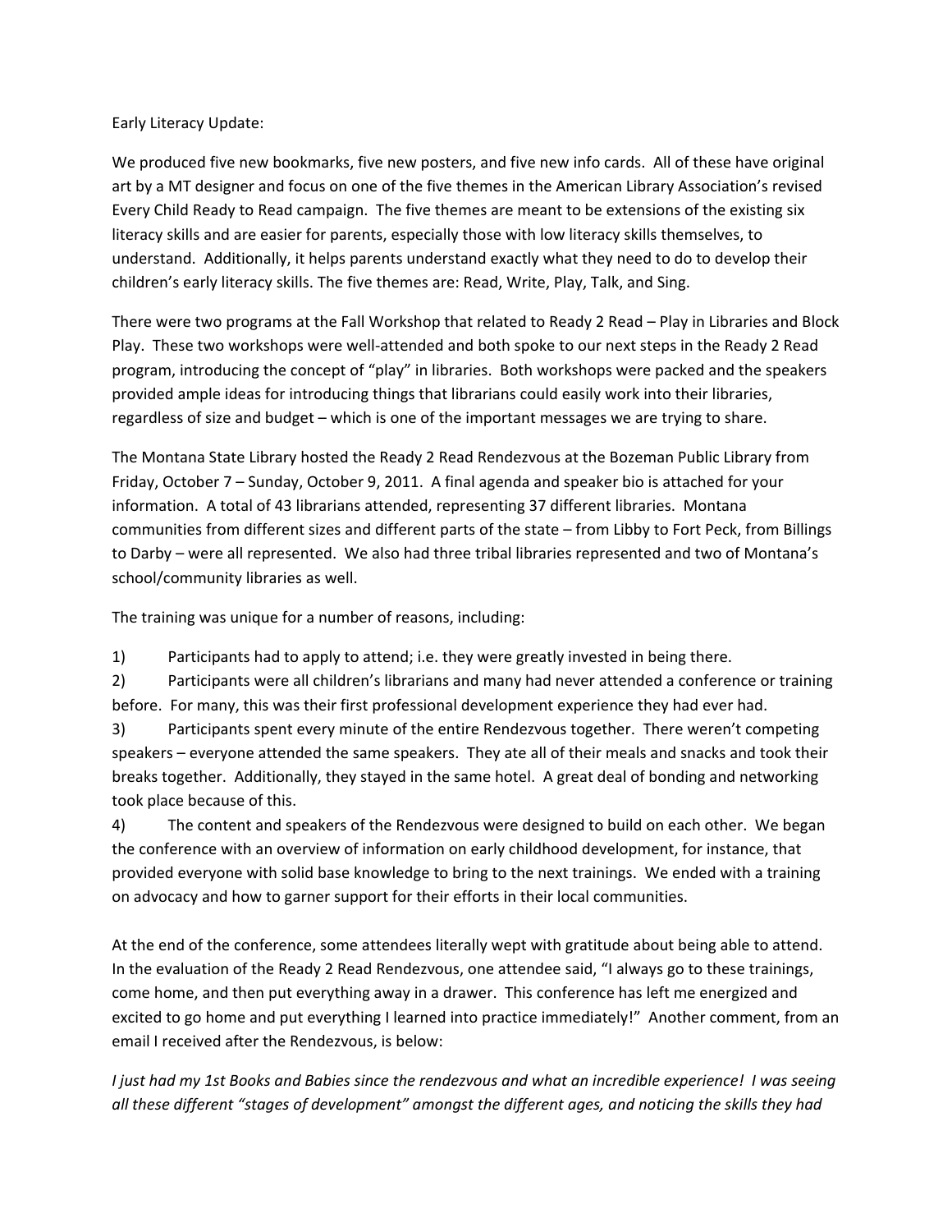Early Literacy Update:

We produced five new bookmarks, five new posters, and five new info cards. All of these have original art by a MT designer and focus on one of the five themes in the American Library Association's revised Every Child Ready to Read campaign. The five themes are meant to be extensions of the existing six literacy skills and are easier for parents, especially those with low literacy skills themselves, to understand. Additionally, it helps parents understand exactly what they need to do to develop their children's early literacy skills. The five themes are: Read, Write, Play, Talk, and Sing.

There were two programs at the Fall Workshop that related to Ready 2 Read – Play in Libraries and Block Play. These two workshops were well-attended and both spoke to our next steps in the Ready 2 Read program, introducing the concept of "play" in libraries. Both workshops were packed and the speakers provided ample ideas for introducing things that librarians could easily work into their libraries, regardless of size and budget – which is one of the important messages we are trying to share.

The Montana State Library hosted the Ready 2 Read Rendezvous at the Bozeman Public Library from Friday, October 7 – Sunday, October 9, 2011. A final agenda and speaker bio is attached for your information. A total of 43 librarians attended, representing 37 different libraries. Montana communities from different sizes and different parts of the state – from Libby to Fort Peck, from Billings to Darby – were all represented. We also had three tribal libraries represented and two of Montana's school/community libraries as well.

The training was unique for a number of reasons, including:

1) Participants had to apply to attend; i.e. they were greatly invested in being there.
2) Participants were all children's librarians and many had never attended a conference or training before. For many, this was their first professional development experience they had ever had.
3) Participants spent every minute of the entire Rendezvous together. There weren't competing speakers – everyone attended the same speakers. They ate all of their meals and snacks and took their breaks together. Additionally, they stayed in the same hotel. A great deal of bonding and networking took place because of this.
4) The content and speakers of the Rendezvous were designed to build on each other. We began the conference with an overview of information on early childhood development, for instance, that provided everyone with solid base knowledge to bring to the next trainings. We ended with a training on advocacy and how to garner support for their efforts in their local communities.

At the end of the conference, some attendees literally wept with gratitude about being able to attend. In the evaluation of the Ready 2 Read Rendezvous, one attendee said, "I always go to these trainings, come home, and then put everything away in a drawer. This conference has left me energized and excited to go home and put everything I learned into practice immediately!" Another comment, from an email I received after the Rendezvous, is below:

*I just had my 1st Books and Babies since the rendezvous and what an incredible experience! I was seeing all these different "stages of development" amongst the different ages, and noticing the skills they had*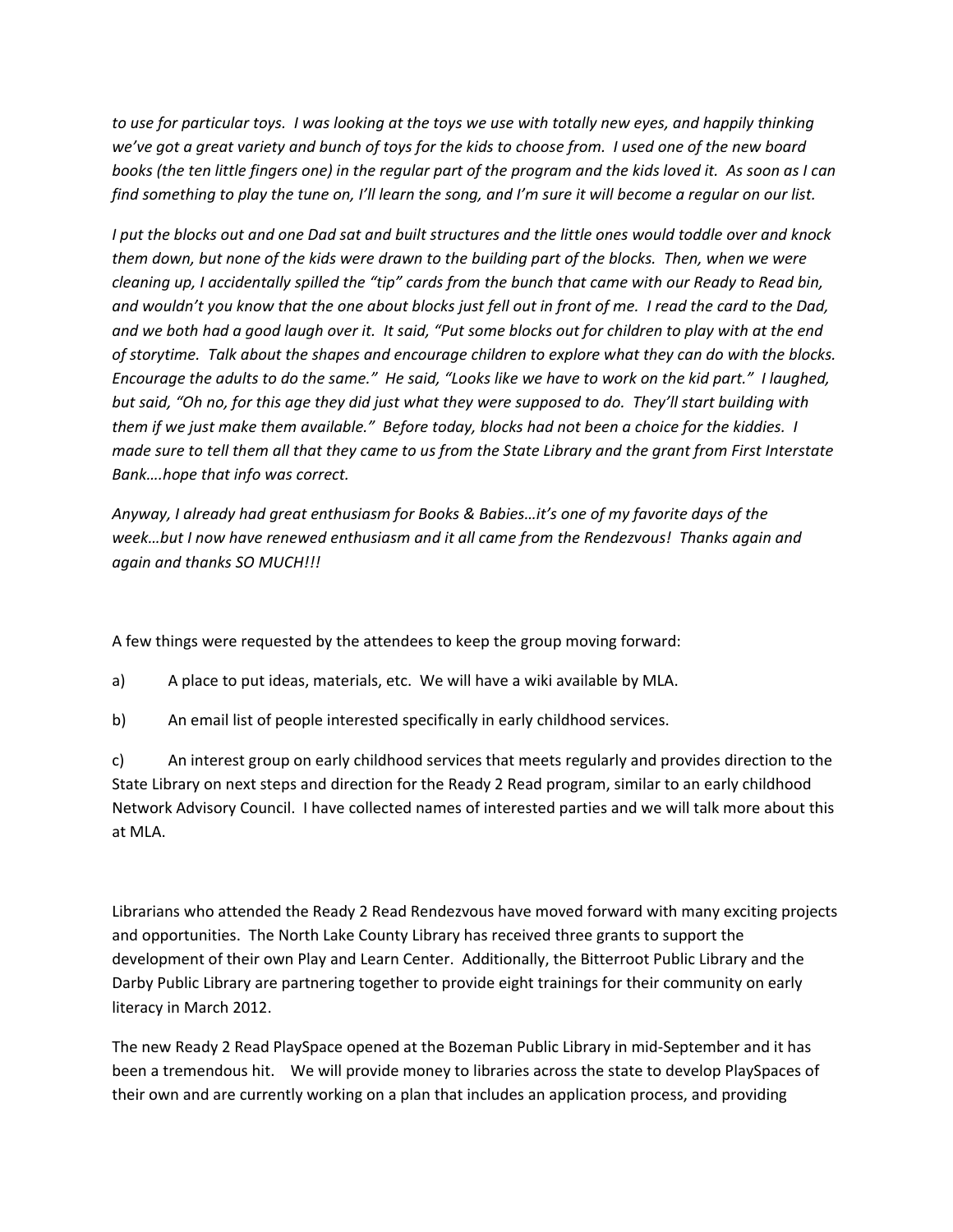*to use for particular toys. I was looking at the toys we use with totally new eyes, and happily thinking we've got a great variety and bunch of toys for the kids to choose from. I used one of the new board books (the ten little fingers one) in the regular part of the program and the kids loved it. As soon as I can find something to play the tune on, I'll learn the song, and I'm sure it will become a regular on our list.*

*I put the blocks out and one Dad sat and built structures and the little ones would toddle over and knock them down, but none of the kids were drawn to the building part of the blocks. Then, when we were cleaning up, I accidentally spilled the "tip" cards from the bunch that came with our Ready to Read bin, and wouldn't you know that the one about blocks just fell out in front of me. I read the card to the Dad, and we both had a good laugh over it. It said, "Put some blocks out for children to play with at the end of storytime. Talk about the shapes and encourage children to explore what they can do with the blocks. Encourage the adults to do the same." He said, "Looks like we have to work on the kid part." I laughed, but said, "Oh no, for this age they did just what they were supposed to do. They'll start building with them if we just make them available." Before today, blocks had not been a choice for the kiddies. I made sure to tell them all that they came to us from the State Library and the grant from First Interstate Bank….hope that info was correct.*

*Anyway, I already had great enthusiasm for Books & Babies…it's one of my favorite days of the week…but I now have renewed enthusiasm and it all came from the Rendezvous! Thanks again and again and thanks SO MUCH!!!*

A few things were requested by the attendees to keep the group moving forward:

a) A place to put ideas, materials, etc. We will have a wiki available by MLA.

b) An email list of people interested specifically in early childhood services.

c) An interest group on early childhood services that meets regularly and provides direction to the State Library on next steps and direction for the Ready 2 Read program, similar to an early childhood Network Advisory Council. I have collected names of interested parties and we will talk more about this at MLA.

Librarians who attended the Ready 2 Read Rendezvous have moved forward with many exciting projects and opportunities. The North Lake County Library has received three grants to support the development of their own Play and Learn Center. Additionally, the Bitterroot Public Library and the Darby Public Library are partnering together to provide eight trainings for their community on early literacy in March 2012.

The new Ready 2 Read PlaySpace opened at the Bozeman Public Library in mid-September and it has been a tremendous hit. We will provide money to libraries across the state to develop PlaySpaces of their own and are currently working on a plan that includes an application process, and providing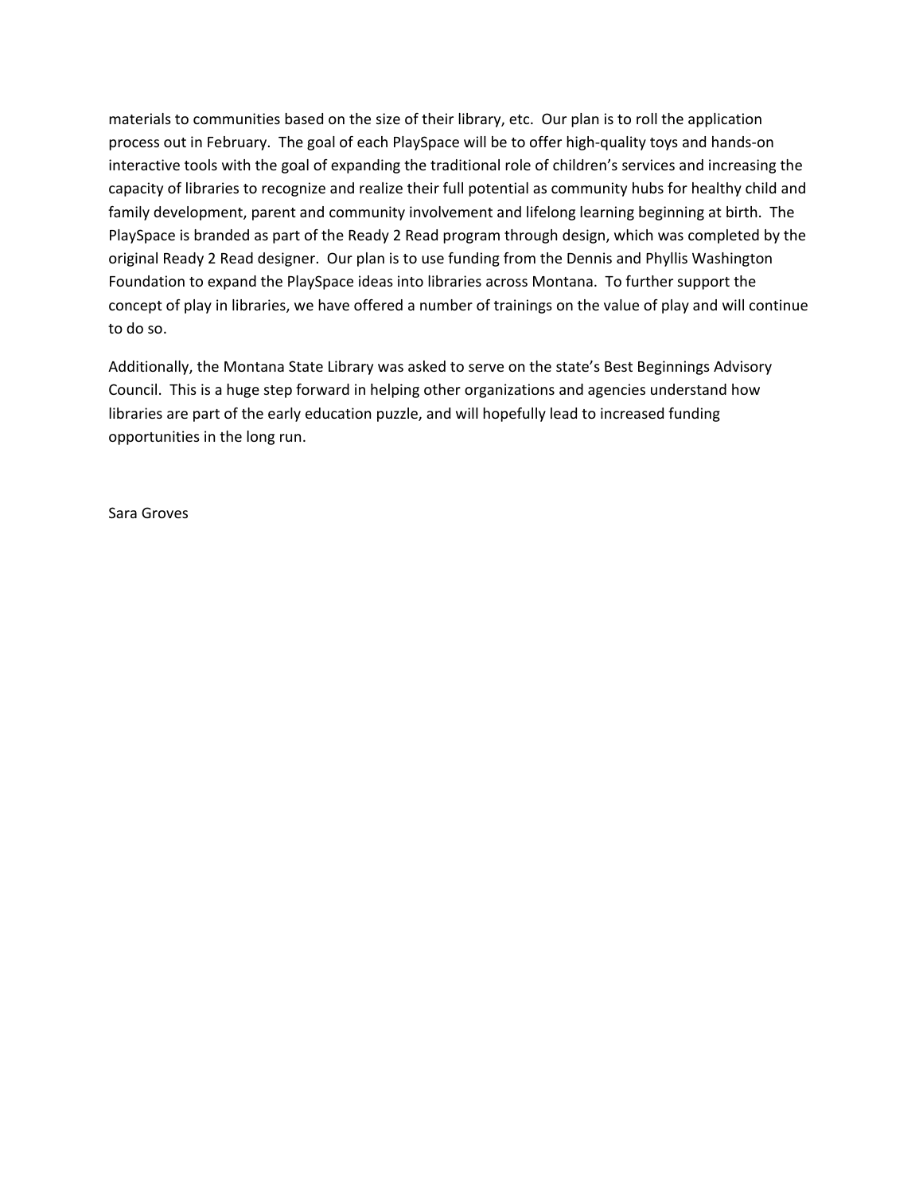materials to communities based on the size of their library, etc. Our plan is to roll the application process out in February. The goal of each PlaySpace will be to offer high-quality toys and hands-on interactive tools with the goal of expanding the traditional role of children's services and increasing the capacity of libraries to recognize and realize their full potential as community hubs for healthy child and family development, parent and community involvement and lifelong learning beginning at birth. The PlaySpace is branded as part of the Ready 2 Read program through design, which was completed by the original Ready 2 Read designer. Our plan is to use funding from the Dennis and Phyllis Washington Foundation to expand the PlaySpace ideas into libraries across Montana. To further support the concept of play in libraries, we have offered a number of trainings on the value of play and will continue to do so.

Additionally, the Montana State Library was asked to serve on the state's Best Beginnings Advisory Council. This is a huge step forward in helping other organizations and agencies understand how libraries are part of the early education puzzle, and will hopefully lead to increased funding opportunities in the long run.

Sara Groves